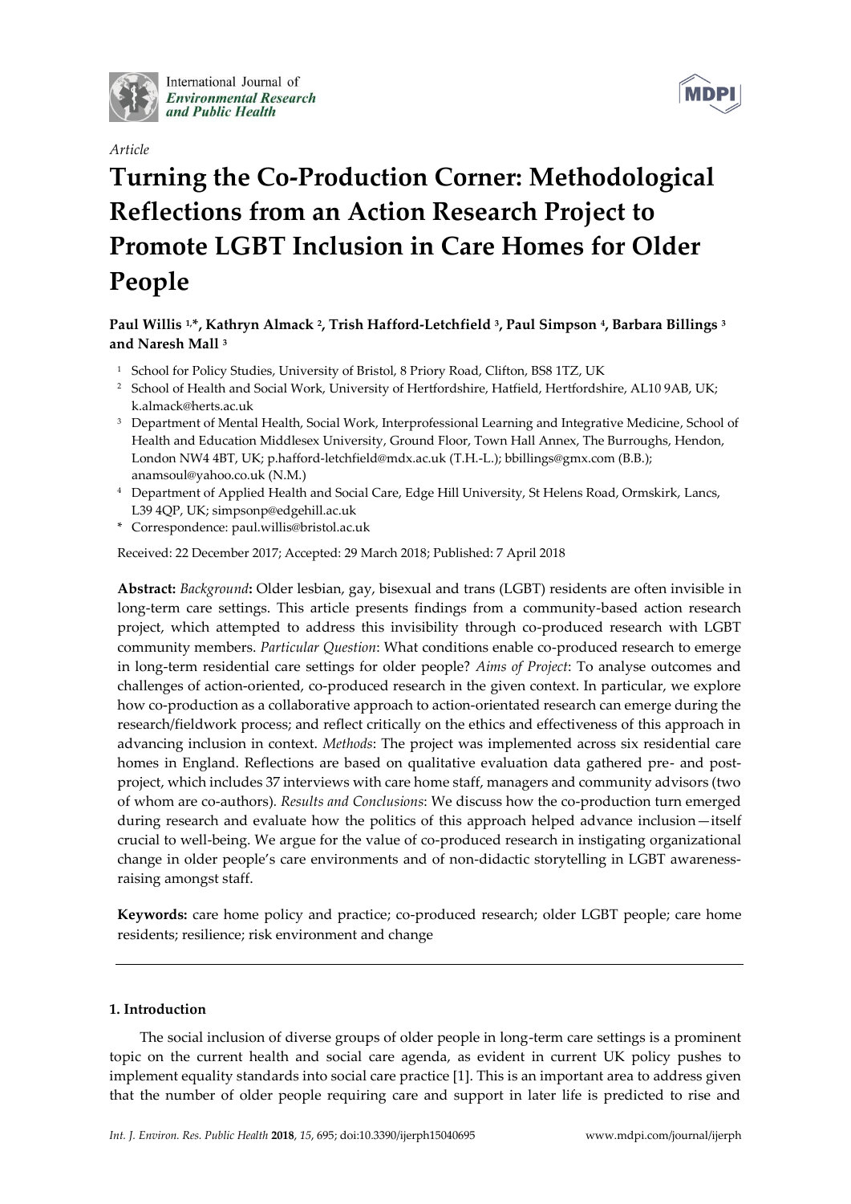International Journal of *Environmental Research and Public Health*

*Article*

# Turning the Co-Production Corner: Methodological Reflections from an Action Research Project to Promote LGBT Inclusion in Care Homes for Older People

**Paul Willis [1,*], Kathryn Almack [2], Trish Hafford-Letchfield [3], Paul Simpson [4], Barbara Billings [3] and Naresh Mall [3]**

[1] School for Policy Studies, University of Bristol, 8 Priory Road, Clifton, BS8 1TZ, UK

[2] School of Health and Social Work, University of Hertfordshire, Hatfield, Hertfordshire, AL10 9AB, UK; k.almack@herts.ac.uk

[3] Department of Mental Health, Social Work, Interprofessional Learning and Integrative Medicine, School of Health and Education Middlesex University, Ground Floor, Town Hall Annex, The Burroughs, Hendon, London NW4 4BT, UK; p.hafford-letchfield@mdx.ac.uk (T.H.-L.); bbillings@gmx.com (B.B.); anamsoul@yahoo.co.uk (N.M.)

[4] Department of Applied Health and Social Care, Edge Hill University, St Helens Road, Ormskirk, Lancs, L39 4QP, UK; simpsonp@edgehill.ac.uk

\* Correspondence: paul.willis@bristol.ac.uk

Received: 22 December 2017; Accepted: 29 March 2018; Published: 7 April 2018

**Abstract:** *Background*: Older lesbian, gay, bisexual and trans (LGBT) residents are often invisible in long-term care settings. This article presents findings from a community-based action research project, which attempted to address this invisibility through co-produced research with LGBT community members. *Particular Question*: What conditions enable co-produced research to emerge in long-term residential care settings for older people? *Aims of Project*: To analyse outcomes and challenges of action-oriented, co-produced research in the given context. In particular, we explore how co-production as a collaborative approach to action-orientated research can emerge during the research/fieldwork process; and reflect critically on the ethics and effectiveness of this approach in advancing inclusion in context. *Methods*: The project was implemented across six residential care homes in England. Reflections are based on qualitative evaluation data gathered pre- and post-project, which includes 37 interviews with care home staff, managers and community advisors (two of whom are co-authors). *Results and Conclusions*: We discuss how the co-production turn emerged during research and evaluate how the politics of this approach helped advance inclusion—itself crucial to well-being. We argue for the value of co-produced research in instigating organizational change in older people's care environments and of non-didactic storytelling in LGBT awareness-raising amongst staff.

**Keywords:** care home policy and practice; co-produced research; older LGBT people; care home residents; resilience; risk environment and change

## 1. Introduction

The social inclusion of diverse groups of older people in long-term care settings is a prominent topic on the current health and social care agenda, as evident in current UK policy pushes to implement equality standards into social care practice [1]. This is an important area to address given that the number of older people requiring care and support in later life is predicted to rise and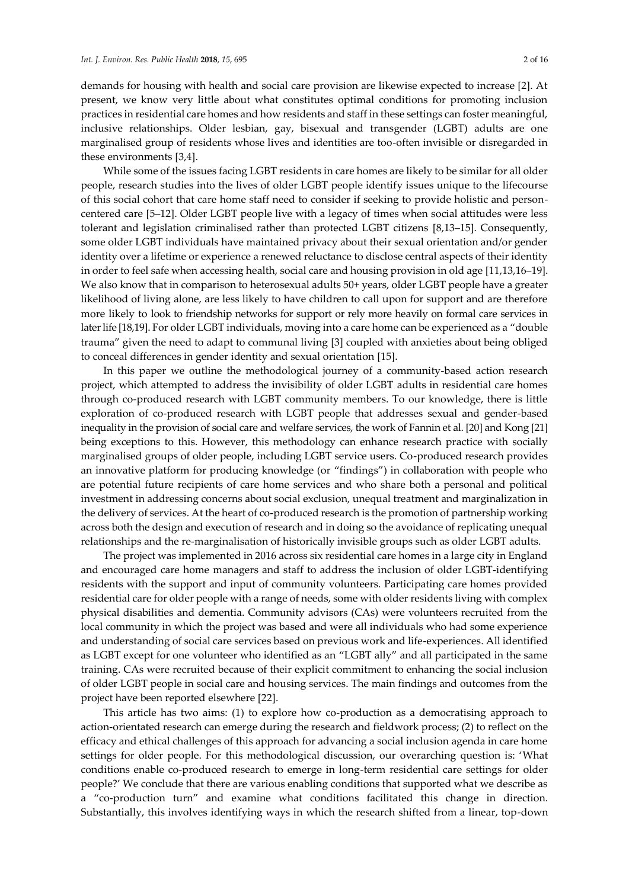demands for housing with health and social care provision are likewise expected to increase [2]. At present, we know very little about what constitutes optimal conditions for promoting inclusion practices in residential care homes and how residents and staff in these settings can foster meaningful, inclusive relationships. Older lesbian, gay, bisexual and transgender (LGBT) adults are one marginalised group of residents whose lives and identities are too-often invisible or disregarded in these environments [3,4].

While some of the issues facing LGBT residents in care homes are likely to be similar for all older people, research studies into the lives of older LGBT people identify issues unique to the lifecourse of this social cohort that care home staff need to consider if seeking to provide holistic and person-centered care [5–12]. Older LGBT people live with a legacy of times when social attitudes were less tolerant and legislation criminalised rather than protected LGBT citizens [8,13–15]. Consequently, some older LGBT individuals have maintained privacy about their sexual orientation and/or gender identity over a lifetime or experience a renewed reluctance to disclose central aspects of their identity in order to feel safe when accessing health, social care and housing provision in old age [11,13,16–19]. We also know that in comparison to heterosexual adults 50+ years, older LGBT people have a greater likelihood of living alone, are less likely to have children to call upon for support and are therefore more likely to look to friendship networks for support or rely more heavily on formal care services in later life [18,19]. For older LGBT individuals, moving into a care home can be experienced as a "double trauma" given the need to adapt to communal living [3] coupled with anxieties about being obliged to conceal differences in gender identity and sexual orientation [15].

In this paper we outline the methodological journey of a community-based action research project, which attempted to address the invisibility of older LGBT adults in residential care homes through co-produced research with LGBT community members. To our knowledge, there is little exploration of co-produced research with LGBT people that addresses sexual and gender-based inequality in the provision of social care and welfare services, the work of Fannin et al. [20] and Kong [21] being exceptions to this. However, this methodology can enhance research practice with socially marginalised groups of older people, including LGBT service users. Co-produced research provides an innovative platform for producing knowledge (or "findings") in collaboration with people who are potential future recipients of care home services and who share both a personal and political investment in addressing concerns about social exclusion, unequal treatment and marginalization in the delivery of services. At the heart of co-produced research is the promotion of partnership working across both the design and execution of research and in doing so the avoidance of replicating unequal relationships and the re-marginalisation of historically invisible groups such as older LGBT adults.

The project was implemented in 2016 across six residential care homes in a large city in England and encouraged care home managers and staff to address the inclusion of older LGBT-identifying residents with the support and input of community volunteers. Participating care homes provided residential care for older people with a range of needs, some with older residents living with complex physical disabilities and dementia. Community advisors (CAs) were volunteers recruited from the local community in which the project was based and were all individuals who had some experience and understanding of social care services based on previous work and life-experiences. All identified as LGBT except for one volunteer who identified as an "LGBT ally" and all participated in the same training. CAs were recruited because of their explicit commitment to enhancing the social inclusion of older LGBT people in social care and housing services. The main findings and outcomes from the project have been reported elsewhere [22].

This article has two aims: (1) to explore how co-production as a democratising approach to action-orientated research can emerge during the research and fieldwork process; (2) to reflect on the efficacy and ethical challenges of this approach for advancing a social inclusion agenda in care home settings for older people. For this methodological discussion, our overarching question is: 'What conditions enable co-produced research to emerge in long-term residential care settings for older people?' We conclude that there are various enabling conditions that supported what we describe as a "co-production turn" and examine what conditions facilitated this change in direction. Substantially, this involves identifying ways in which the research shifted from a linear, top-down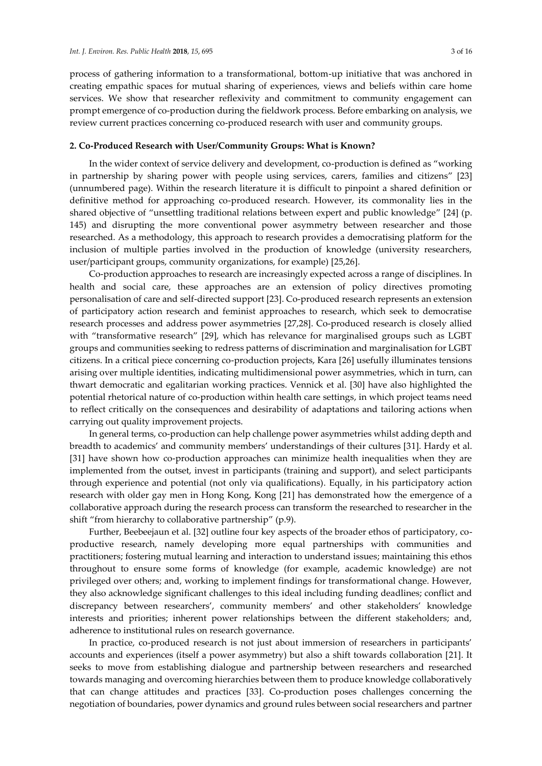process of gathering information to a transformational, bottom-up initiative that was anchored in creating empathic spaces for mutual sharing of experiences, views and beliefs within care home services. We show that researcher reflexivity and commitment to community engagement can prompt emergence of co-production during the fieldwork process. Before embarking on analysis, we review current practices concerning co-produced research with user and community groups.

## 2. Co-Produced Research with User/Community Groups: What is Known?

In the wider context of service delivery and development, co-production is defined as "working in partnership by sharing power with people using services, carers, families and citizens" [23] (unnumbered page). Within the research literature it is difficult to pinpoint a shared definition or definitive method for approaching co-produced research. However, its commonality lies in the shared objective of "unsettling traditional relations between expert and public knowledge" [24] (p. 145) and disrupting the more conventional power asymmetry between researcher and those researched. As a methodology, this approach to research provides a democratising platform for the inclusion of multiple parties involved in the production of knowledge (university researchers, user/participant groups, community organizations, for example) [25,26].

Co-production approaches to research are increasingly expected across a range of disciplines. In health and social care, these approaches are an extension of policy directives promoting personalisation of care and self-directed support [23]. Co-produced research represents an extension of participatory action research and feminist approaches to research, which seek to democratise research processes and address power asymmetries [27,28]. Co-produced research is closely allied with "transformative research" [29], which has relevance for marginalised groups such as LGBT groups and communities seeking to redress patterns of discrimination and marginalisation for LGBT citizens. In a critical piece concerning co-production projects, Kara [26] usefully illuminates tensions arising over multiple identities, indicating multidimensional power asymmetries, which in turn, can thwart democratic and egalitarian working practices. Vennick et al. [30] have also highlighted the potential rhetorical nature of co-production within health care settings, in which project teams need to reflect critically on the consequences and desirability of adaptations and tailoring actions when carrying out quality improvement projects.

In general terms, co-production can help challenge power asymmetries whilst adding depth and breadth to academics' and community members' understandings of their cultures [31]. Hardy et al. [31] have shown how co-production approaches can minimize health inequalities when they are implemented from the outset, invest in participants (training and support), and select participants through experience and potential (not only via qualifications). Equally, in his participatory action research with older gay men in Hong Kong, Kong [21] has demonstrated how the emergence of a collaborative approach during the research process can transform the researched to researcher in the shift "from hierarchy to collaborative partnership" (p.9).

Further, Beebeejaun et al. [32] outline four key aspects of the broader ethos of participatory, co-productive research, namely developing more equal partnerships with communities and practitioners; fostering mutual learning and interaction to understand issues; maintaining this ethos throughout to ensure some forms of knowledge (for example, academic knowledge) are not privileged over others; and, working to implement findings for transformational change. However, they also acknowledge significant challenges to this ideal including funding deadlines; conflict and discrepancy between researchers', community members' and other stakeholders' knowledge interests and priorities; inherent power relationships between the different stakeholders; and, adherence to institutional rules on research governance.

In practice, co-produced research is not just about immersion of researchers in participants' accounts and experiences (itself a power asymmetry) but also a shift towards collaboration [21]. It seeks to move from establishing dialogue and partnership between researchers and researched towards managing and overcoming hierarchies between them to produce knowledge collaboratively that can change attitudes and practices [33]. Co-production poses challenges concerning the negotiation of boundaries, power dynamics and ground rules between social researchers and partner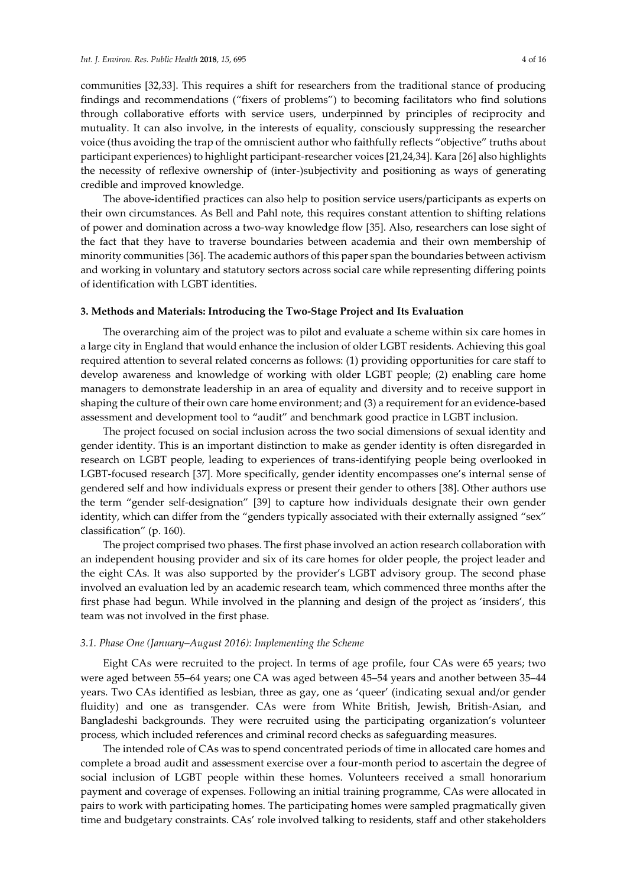communities [32,33]. This requires a shift for researchers from the traditional stance of producing findings and recommendations ("fixers of problems") to becoming facilitators who find solutions through collaborative efforts with service users, underpinned by principles of reciprocity and mutuality. It can also involve, in the interests of equality, consciously suppressing the researcher voice (thus avoiding the trap of the omniscient author who faithfully reflects "objective" truths about participant experiences) to highlight participant-researcher voices [21,24,34]. Kara [26] also highlights the necessity of reflexive ownership of (inter-)subjectivity and positioning as ways of generating credible and improved knowledge.

The above-identified practices can also help to position service users/participants as experts on their own circumstances. As Bell and Pahl note, this requires constant attention to shifting relations of power and domination across a two-way knowledge flow [35]. Also, researchers can lose sight of the fact that they have to traverse boundaries between academia and their own membership of minority communities [36]. The academic authors of this paper span the boundaries between activism and working in voluntary and statutory sectors across social care while representing differing points of identification with LGBT identities.

## 3. Methods and Materials: Introducing the Two-Stage Project and Its Evaluation

The overarching aim of the project was to pilot and evaluate a scheme within six care homes in a large city in England that would enhance the inclusion of older LGBT residents. Achieving this goal required attention to several related concerns as follows: (1) providing opportunities for care staff to develop awareness and knowledge of working with older LGBT people; (2) enabling care home managers to demonstrate leadership in an area of equality and diversity and to receive support in shaping the culture of their own care home environment; and (3) a requirement for an evidence-based assessment and development tool to "audit" and benchmark good practice in LGBT inclusion.

The project focused on social inclusion across the two social dimensions of sexual identity and gender identity. This is an important distinction to make as gender identity is often disregarded in research on LGBT people, leading to experiences of trans-identifying people being overlooked in LGBT-focused research [37]. More specifically, gender identity encompasses one's internal sense of gendered self and how individuals express or present their gender to others [38]. Other authors use the term "gender self-designation" [39] to capture how individuals designate their own gender identity, which can differ from the "genders typically associated with their externally assigned "sex" classification" (p. 160).

The project comprised two phases. The first phase involved an action research collaboration with an independent housing provider and six of its care homes for older people, the project leader and the eight CAs. It was also supported by the provider's LGBT advisory group. The second phase involved an evaluation led by an academic research team, which commenced three months after the first phase had begun. While involved in the planning and design of the project as 'insiders', this team was not involved in the first phase.

### *3.1. Phase One (January–August 2016): Implementing the Scheme*

Eight CAs were recruited to the project. In terms of age profile, four CAs were 65 years; two were aged between 55–64 years; one CA was aged between 45–54 years and another between 35–44 years. Two CAs identified as lesbian, three as gay, one as 'queer' (indicating sexual and/or gender fluidity) and one as transgender. CAs were from White British, Jewish, British-Asian, and Bangladeshi backgrounds. They were recruited using the participating organization's volunteer process, which included references and criminal record checks as safeguarding measures.

The intended role of CAs was to spend concentrated periods of time in allocated care homes and complete a broad audit and assessment exercise over a four-month period to ascertain the degree of social inclusion of LGBT people within these homes. Volunteers received a small honorarium payment and coverage of expenses. Following an initial training programme, CAs were allocated in pairs to work with participating homes. The participating homes were sampled pragmatically given time and budgetary constraints. CAs' role involved talking to residents, staff and other stakeholders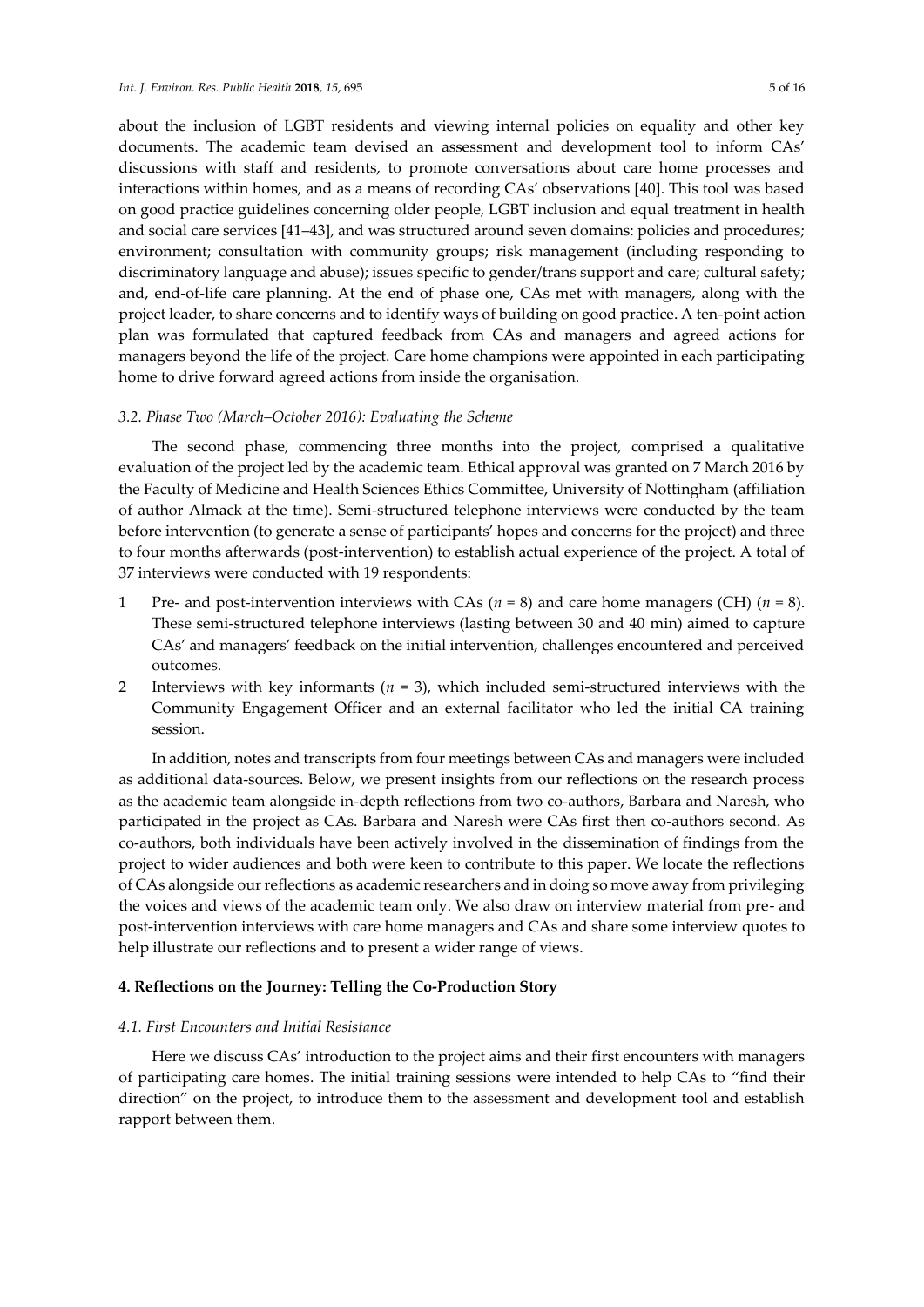about the inclusion of LGBT residents and viewing internal policies on equality and other key documents. The academic team devised an assessment and development tool to inform CAs' discussions with staff and residents, to promote conversations about care home processes and interactions within homes, and as a means of recording CAs' observations [40]. This tool was based on good practice guidelines concerning older people, LGBT inclusion and equal treatment in health and social care services [41–43], and was structured around seven domains: policies and procedures; environment; consultation with community groups; risk management (including responding to discriminatory language and abuse); issues specific to gender/trans support and care; cultural safety; and, end-of-life care planning. At the end of phase one, CAs met with managers, along with the project leader, to share concerns and to identify ways of building on good practice. A ten-point action plan was formulated that captured feedback from CAs and managers and agreed actions for managers beyond the life of the project. Care home champions were appointed in each participating home to drive forward agreed actions from inside the organisation.

### *3.2. Phase Two (March–October 2016): Evaluating the Scheme*

The second phase, commencing three months into the project, comprised a qualitative evaluation of the project led by the academic team. Ethical approval was granted on 7 March 2016 by the Faculty of Medicine and Health Sciences Ethics Committee, University of Nottingham (affiliation of author Almack at the time). Semi-structured telephone interviews were conducted by the team before intervention (to generate a sense of participants' hopes and concerns for the project) and three to four months afterwards (post-intervention) to establish actual experience of the project. A total of 37 interviews were conducted with 19 respondents:

1. Pre- and post-intervention interviews with CAs ($n$ = 8) and care home managers (CH) ($n$ = 8). These semi-structured telephone interviews (lasting between 30 and 40 min) aimed to capture CAs' and managers' feedback on the initial intervention, challenges encountered and perceived outcomes.
2. Interviews with key informants ($n$ = 3), which included semi-structured interviews with the Community Engagement Officer and an external facilitator who led the initial CA training session.

In addition, notes and transcripts from four meetings between CAs and managers were included as additional data-sources. Below, we present insights from our reflections on the research process as the academic team alongside in-depth reflections from two co-authors, Barbara and Naresh, who participated in the project as CAs. Barbara and Naresh were CAs first then co-authors second. As co-authors, both individuals have been actively involved in the dissemination of findings from the project to wider audiences and both were keen to contribute to this paper. We locate the reflections of CAs alongside our reflections as academic researchers and in doing so move away from privileging the voices and views of the academic team only. We also draw on interview material from pre- and post-intervention interviews with care home managers and CAs and share some interview quotes to help illustrate our reflections and to present a wider range of views.

## **4. Reflections on the Journey: Telling the Co-Production Story**

### *4.1. First Encounters and Initial Resistance*

Here we discuss CAs' introduction to the project aims and their first encounters with managers of participating care homes. The initial training sessions were intended to help CAs to "find their direction" on the project, to introduce them to the assessment and development tool and establish rapport between them.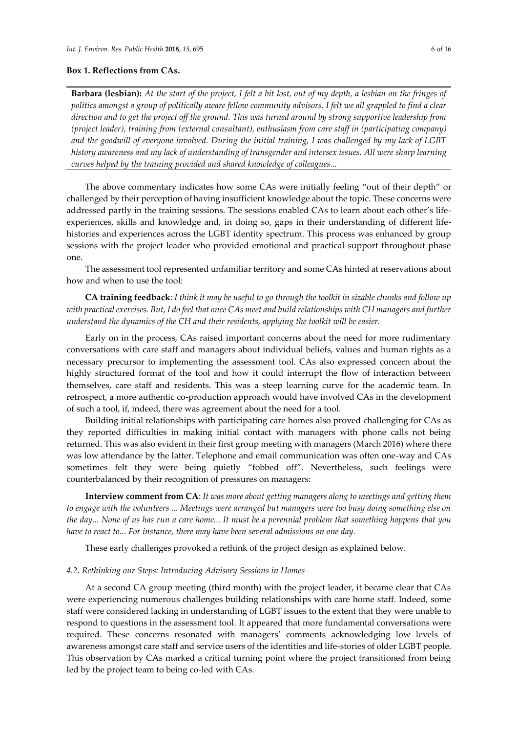**Box 1. Reflections from CAs.**

---

**Barbara (lesbian):** *At the start of the project, I felt a bit lost, out of my depth, a lesbian on the fringes of politics amongst a group of politically aware fellow community advisors. I felt we all grappled to find a clear direction and to get the project off the ground. This was turned around by strong supportive leadership from (project leader), training from (external consultant), enthusiasm from care staff in (participating company) and the goodwill of everyone involved. During the initial training, I was challenged by my lack of LGBT history awareness and my lack of understanding of transgender and intersex issues. All were sharp learning curves helped by the training provided and shared knowledge of colleagues...*

---

The above commentary indicates how some CAs were initially feeling "out of their depth" or challenged by their perception of having insufficient knowledge about the topic. These concerns were addressed partly in the training sessions. The sessions enabled CAs to learn about each other's life-experiences, skills and knowledge and, in doing so, gaps in their understanding of different life-histories and experiences across the LGBT identity spectrum. This process was enhanced by group sessions with the project leader who provided emotional and practical support throughout phase one.

The assessment tool represented unfamiliar territory and some CAs hinted at reservations about how and when to use the tool:

**CA training feedback**: *I think it may be useful to go through the toolkit in sizable chunks and follow up with practical exercises. But, I do feel that once CAs meet and build relationships with CH managers and further understand the dynamics of the CH and their residents, applying the toolkit will be easier.*

Early on in the process, CAs raised important concerns about the need for more rudimentary conversations with care staff and managers about individual beliefs, values and human rights as a necessary precursor to implementing the assessment tool. CAs also expressed concern about the highly structured format of the tool and how it could interrupt the flow of interaction between themselves, care staff and residents. This was a steep learning curve for the academic team. In retrospect, a more authentic co-production approach would have involved CAs in the development of such a tool, if, indeed, there was agreement about the need for a tool.

Building initial relationships with participating care homes also proved challenging for CAs as they reported difficulties in making initial contact with managers with phone calls not being returned. This was also evident in their first group meeting with managers (March 2016) where there was low attendance by the latter. Telephone and email communication was often one-way and CAs sometimes felt they were being quietly "fobbed off". Nevertheless, such feelings were counterbalanced by their recognition of pressures on managers:

**Interview comment from CA**: *It was more about getting managers along to meetings and getting them to engage with the volunteers ... Meetings were arranged but managers were too busy doing something else on the day... None of us has run a care home... It must be a perennial problem that something happens that you have to react to... For instance, there may have been several admissions on one day.*

These early challenges provoked a rethink of the project design as explained below.

### *4.2. Rethinking our Steps: Introducing Advisory Sessions in Homes*

At a second CA group meeting (third month) with the project leader, it became clear that CAs were experiencing numerous challenges building relationships with care home staff. Indeed, some staff were considered lacking in understanding of LGBT issues to the extent that they were unable to respond to questions in the assessment tool. It appeared that more fundamental conversations were required. These concerns resonated with managers' comments acknowledging low levels of awareness amongst care staff and service users of the identities and life-stories of older LGBT people. This observation by CAs marked a critical turning point where the project transitioned from being led by the project team to being co-led with CAs.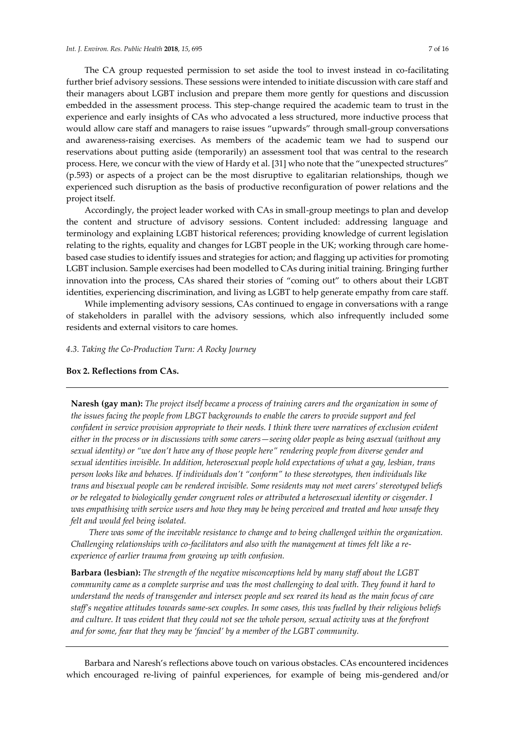The CA group requested permission to set aside the tool to invest instead in co-facilitating further brief advisory sessions. These sessions were intended to initiate discussion with care staff and their managers about LGBT inclusion and prepare them more gently for questions and discussion embedded in the assessment process. This step-change required the academic team to trust in the experience and early insights of CAs who advocated a less structured, more inductive process that would allow care staff and managers to raise issues "upwards" through small-group conversations and awareness-raising exercises. As members of the academic team we had to suspend our reservations about putting aside (temporarily) an assessment tool that was central to the research process. Here, we concur with the view of Hardy et al. [31] who note that the "unexpected structures" (p.593) or aspects of a project can be the most disruptive to egalitarian relationships, though we experienced such disruption as the basis of productive reconfiguration of power relations and the project itself.

Accordingly, the project leader worked with CAs in small-group meetings to plan and develop the content and structure of advisory sessions. Content included: addressing language and terminology and explaining LGBT historical references; providing knowledge of current legislation relating to the rights, equality and changes for LGBT people in the UK; working through care home-based case studies to identify issues and strategies for action; and flagging up activities for promoting LGBT inclusion. Sample exercises had been modelled to CAs during initial training. Bringing further innovation into the process, CAs shared their stories of "coming out" to others about their LGBT identities, experiencing discrimination, and living as LGBT to help generate empathy from care staff.

While implementing advisory sessions, CAs continued to engage in conversations with a range of stakeholders in parallel with the advisory sessions, which also infrequently included some residents and external visitors to care homes.

### *4.3. Taking the Co-Production Turn: A Rocky Journey*

**Box 2. Reflections from CAs.**

**Naresh (gay man):** *The project itself became a process of training carers and the organization in some of the issues facing the people from LBGT backgrounds to enable the carers to provide support and feel confident in service provision appropriate to their needs. I think there were narratives of exclusion evident either in the process or in discussions with some carers—seeing older people as being asexual (without any sexual identity) or "we don't have any of those people here" rendering people from diverse gender and sexual identities invisible. In addition, heterosexual people hold expectations of what a gay, lesbian, trans person looks like and behaves. If individuals don't "conform" to these stereotypes, then individuals like trans and bisexual people can be rendered invisible. Some residents may not meet carers' stereotyped beliefs or be relegated to biologically gender congruent roles or attributed a heterosexual identity or cisgender. I was empathising with service users and how they may be being perceived and treated and how unsafe they felt and would feel being isolated.*

*There was some of the inevitable resistance to change and to being challenged within the organization. Challenging relationships with co-facilitators and also with the management at times felt like a re-experience of earlier trauma from growing up with confusion.*

**Barbara (lesbian):** *The strength of the negative misconceptions held by many staff about the LGBT community came as a complete surprise and was the most challenging to deal with. They found it hard to understand the needs of transgender and intersex people and sex reared its head as the main focus of care staff's negative attitudes towards same-sex couples. In some cases, this was fuelled by their religious beliefs and culture. It was evident that they could not see the whole person, sexual activity was at the forefront and for some, fear that they may be 'fancied' by a member of the LGBT community.*

Barbara and Naresh's reflections above touch on various obstacles. CAs encountered incidences which encouraged re-living of painful experiences, for example of being mis-gendered and/or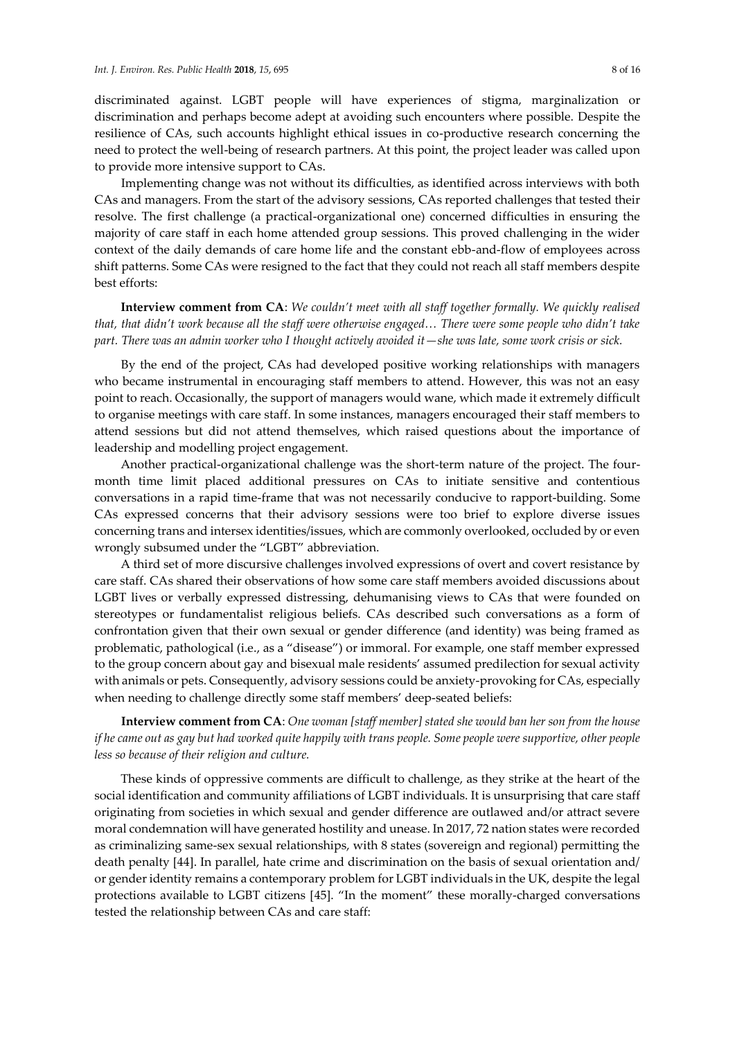discriminated against. LGBT people will have experiences of stigma, marginalization or discrimination and perhaps become adept at avoiding such encounters where possible. Despite the resilience of CAs, such accounts highlight ethical issues in co-productive research concerning the need to protect the well-being of research partners. At this point, the project leader was called upon to provide more intensive support to CAs.

Implementing change was not without its difficulties, as identified across interviews with both CAs and managers. From the start of the advisory sessions, CAs reported challenges that tested their resolve. The first challenge (a practical-organizational one) concerned difficulties in ensuring the majority of care staff in each home attended group sessions. This proved challenging in the wider context of the daily demands of care home life and the constant ebb-and-flow of employees across shift patterns. Some CAs were resigned to the fact that they could not reach all staff members despite best efforts:

**Interview comment from CA**: *We couldn't meet with all staff together formally. We quickly realised that, that didn't work because all the staff were otherwise engaged… There were some people who didn't take part. There was an admin worker who I thought actively avoided it—she was late, some work crisis or sick.*

By the end of the project, CAs had developed positive working relationships with managers who became instrumental in encouraging staff members to attend. However, this was not an easy point to reach. Occasionally, the support of managers would wane, which made it extremely difficult to organise meetings with care staff. In some instances, managers encouraged their staff members to attend sessions but did not attend themselves, which raised questions about the importance of leadership and modelling project engagement.

Another practical-organizational challenge was the short-term nature of the project. The four-month time limit placed additional pressures on CAs to initiate sensitive and contentious conversations in a rapid time-frame that was not necessarily conducive to rapport-building. Some CAs expressed concerns that their advisory sessions were too brief to explore diverse issues concerning trans and intersex identities/issues, which are commonly overlooked, occluded by or even wrongly subsumed under the "LGBT" abbreviation.

A third set of more discursive challenges involved expressions of overt and covert resistance by care staff. CAs shared their observations of how some care staff members avoided discussions about LGBT lives or verbally expressed distressing, dehumanising views to CAs that were founded on stereotypes or fundamentalist religious beliefs. CAs described such conversations as a form of confrontation given that their own sexual or gender difference (and identity) was being framed as problematic, pathological (i.e., as a "disease") or immoral. For example, one staff member expressed to the group concern about gay and bisexual male residents' assumed predilection for sexual activity with animals or pets. Consequently, advisory sessions could be anxiety-provoking for CAs, especially when needing to challenge directly some staff members' deep-seated beliefs:

**Interview comment from CA**: *One woman [staff member] stated she would ban her son from the house if he came out as gay but had worked quite happily with trans people. Some people were supportive, other people less so because of their religion and culture.*

These kinds of oppressive comments are difficult to challenge, as they strike at the heart of the social identification and community affiliations of LGBT individuals. It is unsurprising that care staff originating from societies in which sexual and gender difference are outlawed and/or attract severe moral condemnation will have generated hostility and unease. In 2017, 72 nation states were recorded as criminalizing same-sex sexual relationships, with 8 states (sovereign and regional) permitting the death penalty [44]. In parallel, hate crime and discrimination on the basis of sexual orientation and/or gender identity remains a contemporary problem for LGBT individuals in the UK, despite the legal protections available to LGBT citizens [45]. "In the moment" these morally-charged conversations tested the relationship between CAs and care staff: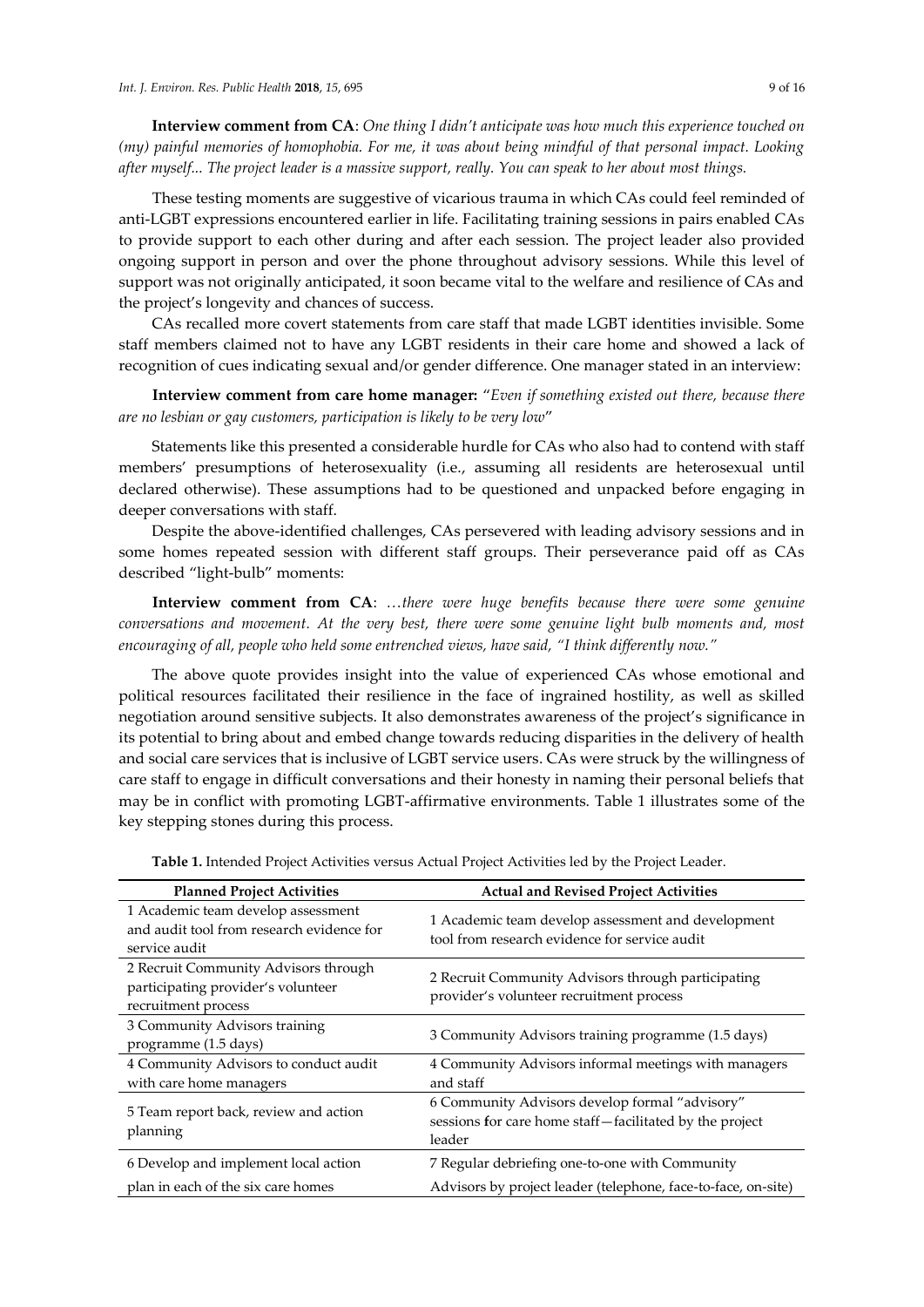**Interview comment from CA**: *One thing I didn't anticipate was how much this experience touched on (my) painful memories of homophobia. For me, it was about being mindful of that personal impact. Looking after myself... The project leader is a massive support, really. You can speak to her about most things.*

These testing moments are suggestive of vicarious trauma in which CAs could feel reminded of anti-LGBT expressions encountered earlier in life. Facilitating training sessions in pairs enabled CAs to provide support to each other during and after each session. The project leader also provided ongoing support in person and over the phone throughout advisory sessions. While this level of support was not originally anticipated, it soon became vital to the welfare and resilience of CAs and the project's longevity and chances of success.

CAs recalled more covert statements from care staff that made LGBT identities invisible. Some staff members claimed not to have any LGBT residents in their care home and showed a lack of recognition of cues indicating sexual and/or gender difference. One manager stated in an interview:

**Interview comment from care home manager:** "*Even if something existed out there, because there are no lesbian or gay customers, participation is likely to be very low*"

Statements like this presented a considerable hurdle for CAs who also had to contend with staff members' presumptions of heterosexuality (i.e., assuming all residents are heterosexual until declared otherwise). These assumptions had to be questioned and unpacked before engaging in deeper conversations with staff.

Despite the above-identified challenges, CAs persevered with leading advisory sessions and in some homes repeated session with different staff groups. Their perseverance paid off as CAs described "light-bulb" moments:

**Interview comment from CA**: *…there were huge benefits because there were some genuine conversations and movement. At the very best, there were some genuine light bulb moments and, most encouraging of all, people who held some entrenched views, have said, "I think differently now."*

The above quote provides insight into the value of experienced CAs whose emotional and political resources facilitated their resilience in the face of ingrained hostility, as well as skilled negotiation around sensitive subjects. It also demonstrates awareness of the project's significance in its potential to bring about and embed change towards reducing disparities in the delivery of health and social care services that is inclusive of LGBT service users. CAs were struck by the willingness of care staff to engage in difficult conversations and their honesty in naming their personal beliefs that may be in conflict with promoting LGBT-affirmative environments. Table 1 illustrates some of the key stepping stones during this process.

**Table 1.** Intended Project Activities versus Actual Project Activities led by the Project Leader.

| Planned Project Activities | Actual and Revised Project Activities |
|---|---|
| 1 Academic team develop assessment and audit tool from research evidence for service audit | 1 Academic team develop assessment and development tool from research evidence for service audit |
| 2 Recruit Community Advisors through participating provider's volunteer recruitment process | 2 Recruit Community Advisors through participating provider's volunteer recruitment process |
| 3 Community Advisors training programme (1.5 days) | 3 Community Advisors training programme (1.5 days) |
| 4 Community Advisors to conduct audit with care home managers | 4 Community Advisors informal meetings with managers and staff |
| 5 Team report back, review and action planning | 6 Community Advisors develop formal "advisory" sessions for care home staff—facilitated by the project leader |
| 6 Develop and implement local action plan in each of the six care homes | 7 Regular debriefing one-to-one with Community Advisors by project leader (telephone, face-to-face, on-site) |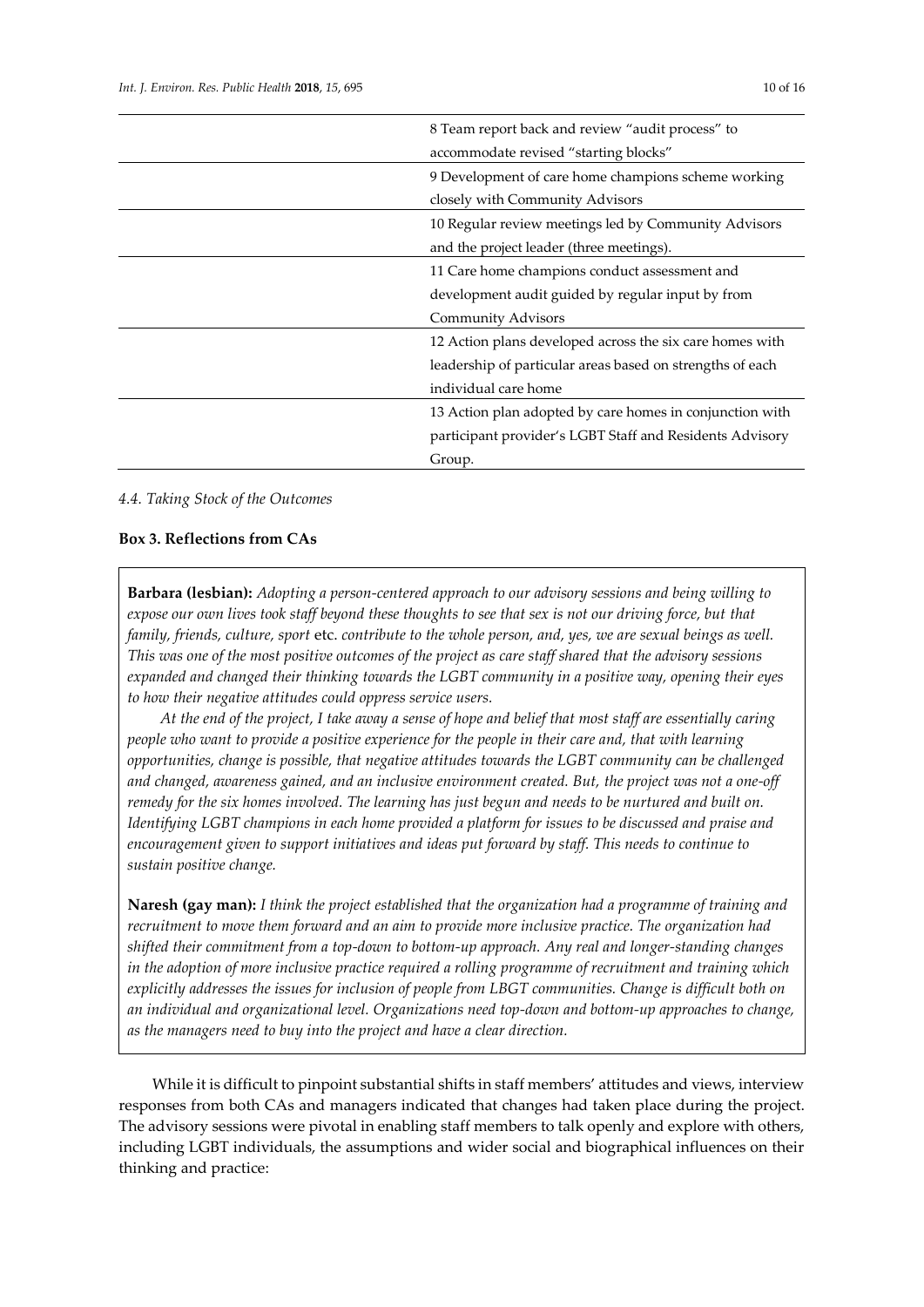| | |
|---|---|
| | 8 Team report back and review "audit process" to accommodate revised "starting blocks" |
| | 9 Development of care home champions scheme working closely with Community Advisors |
| | 10 Regular review meetings led by Community Advisors and the project leader (three meetings). |
| | 11 Care home champions conduct assessment and development audit guided by regular input by from Community Advisors |
| | 12 Action plans developed across the six care homes with leadership of particular areas based on strengths of each individual care home |
| | 13 Action plan adopted by care homes in conjunction with participant provider's LGBT Staff and Residents Advisory Group. |

### *4.4. Taking Stock of the Outcomes*

**Box 3. Reflections from CAs**

**Barbara (lesbian):** *Adopting a person-centered approach to our advisory sessions and being willing to expose our own lives took staff beyond these thoughts to see that sex is not our driving force, but that family, friends, culture, sport* etc. *contribute to the whole person, and, yes, we are sexual beings as well. This was one of the most positive outcomes of the project as care staff shared that the advisory sessions expanded and changed their thinking towards the LGBT community in a positive way, opening their eyes to how their negative attitudes could oppress service users.*

*At the end of the project, I take away a sense of hope and belief that most staff are essentially caring people who want to provide a positive experience for the people in their care and, that with learning opportunities, change is possible, that negative attitudes towards the LGBT community can be challenged and changed, awareness gained, and an inclusive environment created. But, the project was not a one-off remedy for the six homes involved. The learning has just begun and needs to be nurtured and built on. Identifying LGBT champions in each home provided a platform for issues to be discussed and praise and encouragement given to support initiatives and ideas put forward by staff. This needs to continue to sustain positive change.*

**Naresh (gay man):** *I think the project established that the organization had a programme of training and recruitment to move them forward and an aim to provide more inclusive practice. The organization had shifted their commitment from a top-down to bottom-up approach. Any real and longer-standing changes in the adoption of more inclusive practice required a rolling programme of recruitment and training which explicitly addresses the issues for inclusion of people from LBGT communities. Change is difficult both on an individual and organizational level. Organizations need top-down and bottom-up approaches to change, as the managers need to buy into the project and have a clear direction.*

While it is difficult to pinpoint substantial shifts in staff members' attitudes and views, interview responses from both CAs and managers indicated that changes had taken place during the project. The advisory sessions were pivotal in enabling staff members to talk openly and explore with others, including LGBT individuals, the assumptions and wider social and biographical influences on their thinking and practice: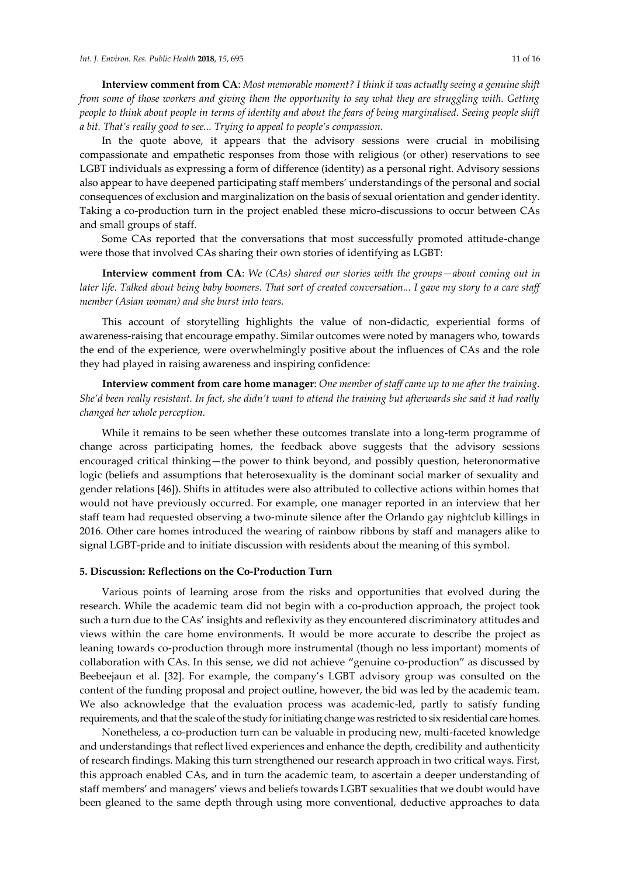**Interview comment from CA**: *Most memorable moment? I think it was actually seeing a genuine shift from some of those workers and giving them the opportunity to say what they are struggling with. Getting people to think about people in terms of identity and about the fears of being marginalised. Seeing people shift a bit. That's really good to see... Trying to appeal to people's compassion.*

In the quote above, it appears that the advisory sessions were crucial in mobilising compassionate and empathetic responses from those with religious (or other) reservations to see LGBT individuals as expressing a form of difference (identity) as a personal right. Advisory sessions also appear to have deepened participating staff members' understandings of the personal and social consequences of exclusion and marginalization on the basis of sexual orientation and gender identity. Taking a co-production turn in the project enabled these micro-discussions to occur between CAs and small groups of staff.

Some CAs reported that the conversations that most successfully promoted attitude-change were those that involved CAs sharing their own stories of identifying as LGBT:

**Interview comment from CA**: *We (CAs) shared our stories with the groups—about coming out in later life. Talked about being baby boomers. That sort of created conversation... I gave my story to a care staff member (Asian woman) and she burst into tears.*

This account of storytelling highlights the value of non-didactic, experiential forms of awareness-raising that encourage empathy. Similar outcomes were noted by managers who, towards the end of the experience, were overwhelmingly positive about the influences of CAs and the role they had played in raising awareness and inspiring confidence:

**Interview comment from care home manager**: *One member of staff came up to me after the training. She'd been really resistant. In fact, she didn't want to attend the training but afterwards she said it had really changed her whole perception.*

While it remains to be seen whether these outcomes translate into a long-term programme of change across participating homes, the feedback above suggests that the advisory sessions encouraged critical thinking—the power to think beyond, and possibly question, heteronormative logic (beliefs and assumptions that heterosexuality is the dominant social marker of sexuality and gender relations [46]). Shifts in attitudes were also attributed to collective actions within homes that would not have previously occurred. For example, one manager reported in an interview that her staff team had requested observing a two-minute silence after the Orlando gay nightclub killings in 2016. Other care homes introduced the wearing of rainbow ribbons by staff and managers alike to signal LGBT-pride and to initiate discussion with residents about the meaning of this symbol.

## 5. Discussion: Reflections on the Co-Production Turn

Various points of learning arose from the risks and opportunities that evolved during the research. While the academic team did not begin with a co-production approach, the project took such a turn due to the CAs' insights and reflexivity as they encountered discriminatory attitudes and views within the care home environments. It would be more accurate to describe the project as leaning towards co-production through more instrumental (though no less important) moments of collaboration with CAs. In this sense, we did not achieve "genuine co-production" as discussed by Beebeejaun et al. [32]. For example, the company's LGBT advisory group was consulted on the content of the funding proposal and project outline, however, the bid was led by the academic team. We also acknowledge that the evaluation process was academic-led, partly to satisfy funding requirements, and that the scale of the study for initiating change was restricted to six residential care homes.

Nonetheless, a co-production turn can be valuable in producing new, multi-faceted knowledge and understandings that reflect lived experiences and enhance the depth, credibility and authenticity of research findings. Making this turn strengthened our research approach in two critical ways. First, this approach enabled CAs, and in turn the academic team, to ascertain a deeper understanding of staff members' and managers' views and beliefs towards LGBT sexualities that we doubt would have been gleaned to the same depth through using more conventional, deductive approaches to data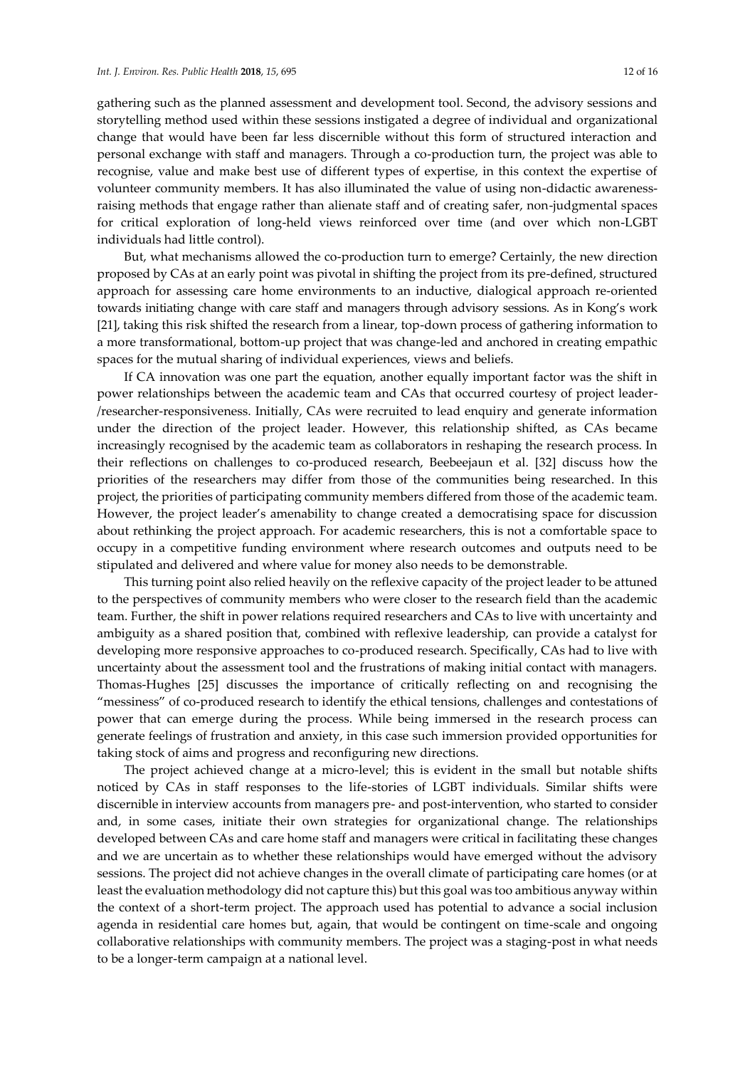gathering such as the planned assessment and development tool. Second, the advisory sessions and storytelling method used within these sessions instigated a degree of individual and organizational change that would have been far less discernible without this form of structured interaction and personal exchange with staff and managers. Through a co-production turn, the project was able to recognise, value and make best use of different types of expertise, in this context the expertise of volunteer community members. It has also illuminated the value of using non-didactic awareness-raising methods that engage rather than alienate staff and of creating safer, non-judgmental spaces for critical exploration of long-held views reinforced over time (and over which non-LGBT individuals had little control).

But, what mechanisms allowed the co-production turn to emerge? Certainly, the new direction proposed by CAs at an early point was pivotal in shifting the project from its pre-defined, structured approach for assessing care home environments to an inductive, dialogical approach re-oriented towards initiating change with care staff and managers through advisory sessions. As in Kong's work [21], taking this risk shifted the research from a linear, top-down process of gathering information to a more transformational, bottom-up project that was change-led and anchored in creating empathic spaces for the mutual sharing of individual experiences, views and beliefs.

If CA innovation was one part the equation, another equally important factor was the shift in power relationships between the academic team and CAs that occurred courtesy of project leader-/researcher-responsiveness. Initially, CAs were recruited to lead enquiry and generate information under the direction of the project leader. However, this relationship shifted, as CAs became increasingly recognised by the academic team as collaborators in reshaping the research process. In their reflections on challenges to co-produced research, Beebeejaun et al. [32] discuss how the priorities of the researchers may differ from those of the communities being researched. In this project, the priorities of participating community members differed from those of the academic team. However, the project leader's amenability to change created a democratising space for discussion about rethinking the project approach. For academic researchers, this is not a comfortable space to occupy in a competitive funding environment where research outcomes and outputs need to be stipulated and delivered and where value for money also needs to be demonstrable.

This turning point also relied heavily on the reflexive capacity of the project leader to be attuned to the perspectives of community members who were closer to the research field than the academic team. Further, the shift in power relations required researchers and CAs to live with uncertainty and ambiguity as a shared position that, combined with reflexive leadership, can provide a catalyst for developing more responsive approaches to co-produced research. Specifically, CAs had to live with uncertainty about the assessment tool and the frustrations of making initial contact with managers. Thomas-Hughes [25] discusses the importance of critically reflecting on and recognising the "messiness" of co-produced research to identify the ethical tensions, challenges and contestations of power that can emerge during the process. While being immersed in the research process can generate feelings of frustration and anxiety, in this case such immersion provided opportunities for taking stock of aims and progress and reconfiguring new directions.

The project achieved change at a micro-level; this is evident in the small but notable shifts noticed by CAs in staff responses to the life-stories of LGBT individuals. Similar shifts were discernible in interview accounts from managers pre- and post-intervention, who started to consider and, in some cases, initiate their own strategies for organizational change. The relationships developed between CAs and care home staff and managers were critical in facilitating these changes and we are uncertain as to whether these relationships would have emerged without the advisory sessions. The project did not achieve changes in the overall climate of participating care homes (or at least the evaluation methodology did not capture this) but this goal was too ambitious anyway within the context of a short-term project. The approach used has potential to advance a social inclusion agenda in residential care homes but, again, that would be contingent on time-scale and ongoing collaborative relationships with community members. The project was a staging-post in what needs to be a longer-term campaign at a national level.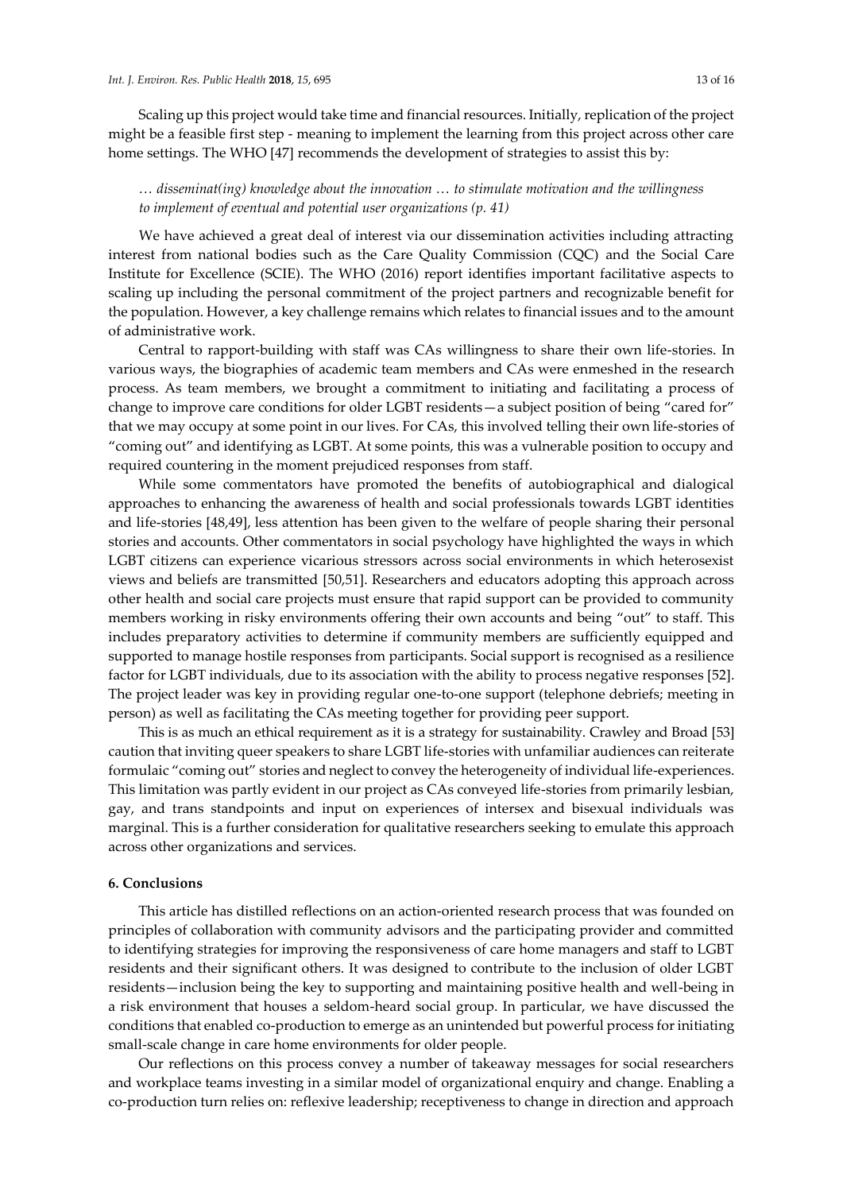Scaling up this project would take time and financial resources. Initially, replication of the project might be a feasible first step - meaning to implement the learning from this project across other care home settings. The WHO [47] recommends the development of strategies to assist this by:

> *… disseminat(ing) knowledge about the innovation … to stimulate motivation and the willingness to implement of eventual and potential user organizations (p. 41)*

We have achieved a great deal of interest via our dissemination activities including attracting interest from national bodies such as the Care Quality Commission (CQC) and the Social Care Institute for Excellence (SCIE). The WHO (2016) report identifies important facilitative aspects to scaling up including the personal commitment of the project partners and recognizable benefit for the population. However, a key challenge remains which relates to financial issues and to the amount of administrative work.

Central to rapport-building with staff was CAs willingness to share their own life-stories. In various ways, the biographies of academic team members and CAs were enmeshed in the research process. As team members, we brought a commitment to initiating and facilitating a process of change to improve care conditions for older LGBT residents—a subject position of being "cared for" that we may occupy at some point in our lives. For CAs, this involved telling their own life-stories of "coming out" and identifying as LGBT. At some points, this was a vulnerable position to occupy and required countering in the moment prejudiced responses from staff.

While some commentators have promoted the benefits of autobiographical and dialogical approaches to enhancing the awareness of health and social professionals towards LGBT identities and life-stories [48,49], less attention has been given to the welfare of people sharing their personal stories and accounts. Other commentators in social psychology have highlighted the ways in which LGBT citizens can experience vicarious stressors across social environments in which heterosexist views and beliefs are transmitted [50,51]. Researchers and educators adopting this approach across other health and social care projects must ensure that rapid support can be provided to community members working in risky environments offering their own accounts and being "out" to staff. This includes preparatory activities to determine if community members are sufficiently equipped and supported to manage hostile responses from participants. Social support is recognised as a resilience factor for LGBT individuals, due to its association with the ability to process negative responses [52]. The project leader was key in providing regular one-to-one support (telephone debriefs; meeting in person) as well as facilitating the CAs meeting together for providing peer support.

This is as much an ethical requirement as it is a strategy for sustainability. Crawley and Broad [53] caution that inviting queer speakers to share LGBT life-stories with unfamiliar audiences can reiterate formulaic "coming out" stories and neglect to convey the heterogeneity of individual life-experiences. This limitation was partly evident in our project as CAs conveyed life-stories from primarily lesbian, gay, and trans standpoints and input on experiences of intersex and bisexual individuals was marginal. This is a further consideration for qualitative researchers seeking to emulate this approach across other organizations and services.

## 6. Conclusions

This article has distilled reflections on an action-oriented research process that was founded on principles of collaboration with community advisors and the participating provider and committed to identifying strategies for improving the responsiveness of care home managers and staff to LGBT residents and their significant others. It was designed to contribute to the inclusion of older LGBT residents—inclusion being the key to supporting and maintaining positive health and well-being in a risk environment that houses a seldom-heard social group. In particular, we have discussed the conditions that enabled co-production to emerge as an unintended but powerful process for initiating small-scale change in care home environments for older people.

Our reflections on this process convey a number of takeaway messages for social researchers and workplace teams investing in a similar model of organizational enquiry and change. Enabling a co-production turn relies on: reflexive leadership; receptiveness to change in direction and approach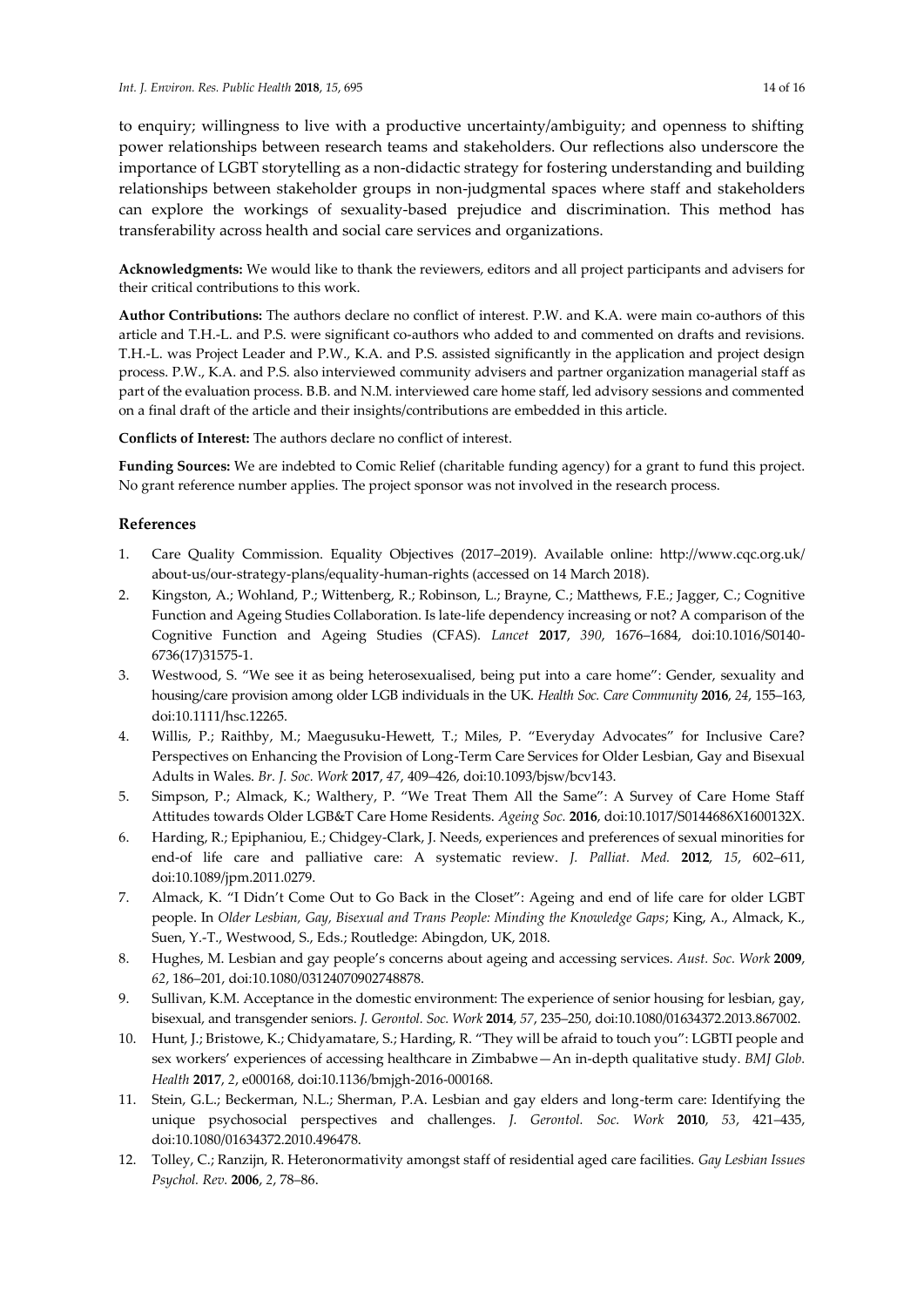to enquiry; willingness to live with a productive uncertainty/ambiguity; and openness to shifting power relationships between research teams and stakeholders. Our reflections also underscore the importance of LGBT storytelling as a non-didactic strategy for fostering understanding and building relationships between stakeholder groups in non-judgmental spaces where staff and stakeholders can explore the workings of sexuality-based prejudice and discrimination. This method has transferability across health and social care services and organizations.

**Acknowledgments:** We would like to thank the reviewers, editors and all project participants and advisers for their critical contributions to this work.

**Author Contributions:** The authors declare no conflict of interest. P.W. and K.A. were main co-authors of this article and T.H.-L. and P.S. were significant co-authors who added to and commented on drafts and revisions. T.H.-L. was Project Leader and P.W., K.A. and P.S. assisted significantly in the application and project design process. P.W., K.A. and P.S. also interviewed community advisers and partner organization managerial staff as part of the evaluation process. B.B. and N.M. interviewed care home staff, led advisory sessions and commented on a final draft of the article and their insights/contributions are embedded in this article.

**Conflicts of Interest:** The authors declare no conflict of interest.

**Funding Sources:** We are indebted to Comic Relief (charitable funding agency) for a grant to fund this project. No grant reference number applies. The project sponsor was not involved in the research process.

## References

1. Care Quality Commission. Equality Objectives (2017–2019). Available online: http://www.cqc.org.uk/about-us/our-strategy-plans/equality-human-rights (accessed on 14 March 2018).
2. Kingston, A.; Wohland, P.; Wittenberg, R.; Robinson, L.; Brayne, C.; Matthews, F.E.; Jagger, C.; Cognitive Function and Ageing Studies Collaboration. Is late-life dependency increasing or not? A comparison of the Cognitive Function and Ageing Studies (CFAS). *Lancet* **2017**, *390*, 1676–1684, doi:10.1016/S0140-6736(17)31575-1.
3. Westwood, S. "We see it as being heterosexualised, being put into a care home": Gender, sexuality and housing/care provision among older LGB individuals in the UK. *Health Soc. Care Community* **2016**, *24*, 155–163, doi:10.1111/hsc.12265.
4. Willis, P.; Raithby, M.; Maegusuku-Hewett, T.; Miles, P. "Everyday Advocates" for Inclusive Care? Perspectives on Enhancing the Provision of Long-Term Care Services for Older Lesbian, Gay and Bisexual Adults in Wales. *Br. J. Soc. Work* **2017**, *47*, 409–426, doi:10.1093/bjsw/bcv143.
5. Simpson, P.; Almack, K.; Walthery, P. "We Treat Them All the Same": A Survey of Care Home Staff Attitudes towards Older LGB&T Care Home Residents. *Ageing Soc.* **2016**, doi:10.1017/S0144686X1600132X.
6. Harding, R.; Epiphaniou, E.; Chidgey-Clark, J. Needs, experiences and preferences of sexual minorities for end-of life care and palliative care: A systematic review. *J. Palliat. Med.* **2012**, *15*, 602–611, doi:10.1089/jpm.2011.0279.
7. Almack, K. "I Didn't Come Out to Go Back in the Closet": Ageing and end of life care for older LGBT people. In *Older Lesbian, Gay, Bisexual and Trans People: Minding the Knowledge Gaps*; King, A., Almack, K., Suen, Y.-T., Westwood, S., Eds.; Routledge: Abingdon, UK, 2018.
8. Hughes, M. Lesbian and gay people's concerns about ageing and accessing services. *Aust. Soc. Work* **2009**, *62*, 186–201, doi:10.1080/03124070902748878.
9. Sullivan, K.M. Acceptance in the domestic environment: The experience of senior housing for lesbian, gay, bisexual, and transgender seniors. *J. Gerontol. Soc. Work* **2014**, *57*, 235–250, doi:10.1080/01634372.2013.867002.
10. Hunt, J.; Bristowe, K.; Chidyamatare, S.; Harding, R. "They will be afraid to touch you": LGBTI people and sex workers' experiences of accessing healthcare in Zimbabwe—An in-depth qualitative study. *BMJ Glob. Health* **2017**, *2*, e000168, doi:10.1136/bmjgh-2016-000168.
11. Stein, G.L.; Beckerman, N.L.; Sherman, P.A. Lesbian and gay elders and long-term care: Identifying the unique psychosocial perspectives and challenges. *J. Gerontol. Soc. Work* **2010**, *53*, 421–435, doi:10.1080/01634372.2010.496478.
12. Tolley, C.; Ranzijn, R. Heteronormativity amongst staff of residential aged care facilities. *Gay Lesbian Issues Psychol. Rev.* **2006**, *2*, 78–86.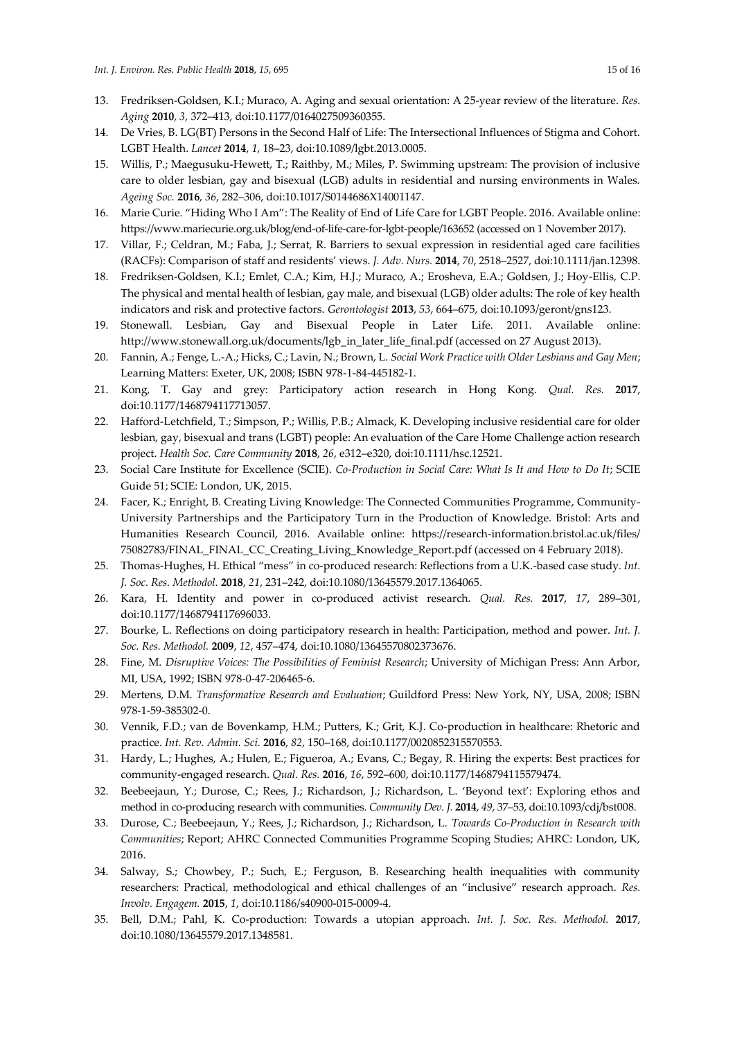13. Fredriksen-Goldsen, K.I.; Muraco, A. Aging and sexual orientation: A 25-year review of the literature. *Res. Aging* **2010**, *3*, 372–413, doi:10.1177/0164027509360355.
14. De Vries, B. LG(BT) Persons in the Second Half of Life: The Intersectional Influences of Stigma and Cohort. LGBT Health. *Lancet* **2014**, *1*, 18–23, doi:10.1089/lgbt.2013.0005.
15. Willis, P.; Maegusuku-Hewett, T.; Raithby, M.; Miles, P. Swimming upstream: The provision of inclusive care to older lesbian, gay and bisexual (LGB) adults in residential and nursing environments in Wales. *Ageing Soc.* **2016**, *36*, 282–306, doi:10.1017/S0144686X14001147.
16. Marie Curie. "Hiding Who I Am": The Reality of End of Life Care for LGBT People. 2016. Available online: https://www.mariecurie.org.uk/blog/end-of-life-care-for-lgbt-people/163652 (accessed on 1 November 2017).
17. Villar, F.; Celdran, M.; Faba, J.; Serrat, R. Barriers to sexual expression in residential aged care facilities (RACFs): Comparison of staff and residents' views. *J. Adv. Nurs.* **2014**, *70*, 2518–2527, doi:10.1111/jan.12398.
18. Fredriksen-Goldsen, K.I.; Emlet, C.A.; Kim, H.J.; Muraco, A.; Erosheva, E.A.; Goldsen, J.; Hoy-Ellis, C.P. The physical and mental health of lesbian, gay male, and bisexual (LGB) older adults: The role of key health indicators and risk and protective factors. *Gerontologist* **2013**, *53*, 664–675, doi:10.1093/geront/gns123.
19. Stonewall. Lesbian, Gay and Bisexual People in Later Life. 2011. Available online: http://www.stonewall.org.uk/documents/lgb_in_later_life_final.pdf (accessed on 27 August 2013).
20. Fannin, A.; Fenge, L.-A.; Hicks, C.; Lavin, N.; Brown, L. *Social Work Practice with Older Lesbians and Gay Men*; Learning Matters: Exeter, UK, 2008; ISBN 978-1-84-445182-1.
21. Kong, T. Gay and grey: Participatory action research in Hong Kong. *Qual. Res.* **2017**, doi:10.1177/1468794117713057.
22. Hafford-Letchfield, T.; Simpson, P.; Willis, P.B.; Almack, K. Developing inclusive residential care for older lesbian, gay, bisexual and trans (LGBT) people: An evaluation of the Care Home Challenge action research project. *Health Soc. Care Community* **2018**, *26*, e312–e320, doi:10.1111/hsc.12521.
23. Social Care Institute for Excellence (SCIE). *Co-Production in Social Care: What Is It and How to Do It*; SCIE Guide 51; SCIE: London, UK, 2015.
24. Facer, K.; Enright, B. Creating Living Knowledge: The Connected Communities Programme, Community-University Partnerships and the Participatory Turn in the Production of Knowledge. Bristol: Arts and Humanities Research Council, 2016. Available online: https://research-information.bristol.ac.uk/files/75082783/FINAL_FINAL_CC_Creating_Living_Knowledge_Report.pdf (accessed on 4 February 2018).
25. Thomas-Hughes, H. Ethical "mess" in co-produced research: Reflections from a U.K.-based case study. *Int. J. Soc. Res. Methodol.* **2018**, *21*, 231–242, doi:10.1080/13645579.2017.1364065.
26. Kara, H. Identity and power in co-produced activist research. *Qual. Res.* **2017**, *17*, 289–301, doi:10.1177/1468794117696033.
27. Bourke, L. Reflections on doing participatory research in health: Participation, method and power. *Int. J. Soc. Res. Methodol.* **2009**, *12*, 457–474, doi:10.1080/13645570802373676.
28. Fine, M. *Disruptive Voices: The Possibilities of Feminist Research*; University of Michigan Press: Ann Arbor, MI, USA, 1992; ISBN 978-0-47-206465-6.
29. Mertens, D.M. *Transformative Research and Evaluation*; Guildford Press: New York, NY, USA, 2008; ISBN 978-1-59-385302-0.
30. Vennik, F.D.; van de Bovenkamp, H.M.; Putters, K.; Grit, K.J. Co-production in healthcare: Rhetoric and practice. *Int. Rev. Admin. Sci.* **2016**, *82*, 150–168, doi:10.1177/0020852315570553.
31. Hardy, L.; Hughes, A.; Hulen, E.; Figueroa, A.; Evans, C.; Begay, R. Hiring the experts: Best practices for community-engaged research. *Qual. Res.* **2016**, *16*, 592–600, doi:10.1177/1468794115579474.
32. Beebeejaun, Y.; Durose, C.; Rees, J.; Richardson, J.; Richardson, L. 'Beyond text': Exploring ethos and method in co-producing research with communities. *Community Dev. J.* **2014**, *49*, 37–53, doi:10.1093/cdj/bst008.
33. Durose, C.; Beebeejaun, Y.; Rees, J.; Richardson, J.; Richardson, L. *Towards Co-Production in Research with Communities*; Report; AHRC Connected Communities Programme Scoping Studies; AHRC: London, UK, 2016.
34. Salway, S.; Chowbey, P.; Such, E.; Ferguson, B. Researching health inequalities with community researchers: Practical, methodological and ethical challenges of an "inclusive" research approach. *Res. Involv. Engagem.* **2015**, *1*, doi:10.1186/s40900-015-0009-4.
35. Bell, D.M.; Pahl, K. Co-production: Towards a utopian approach. *Int. J. Soc. Res. Methodol.* **2017**, doi:10.1080/13645579.2017.1348581.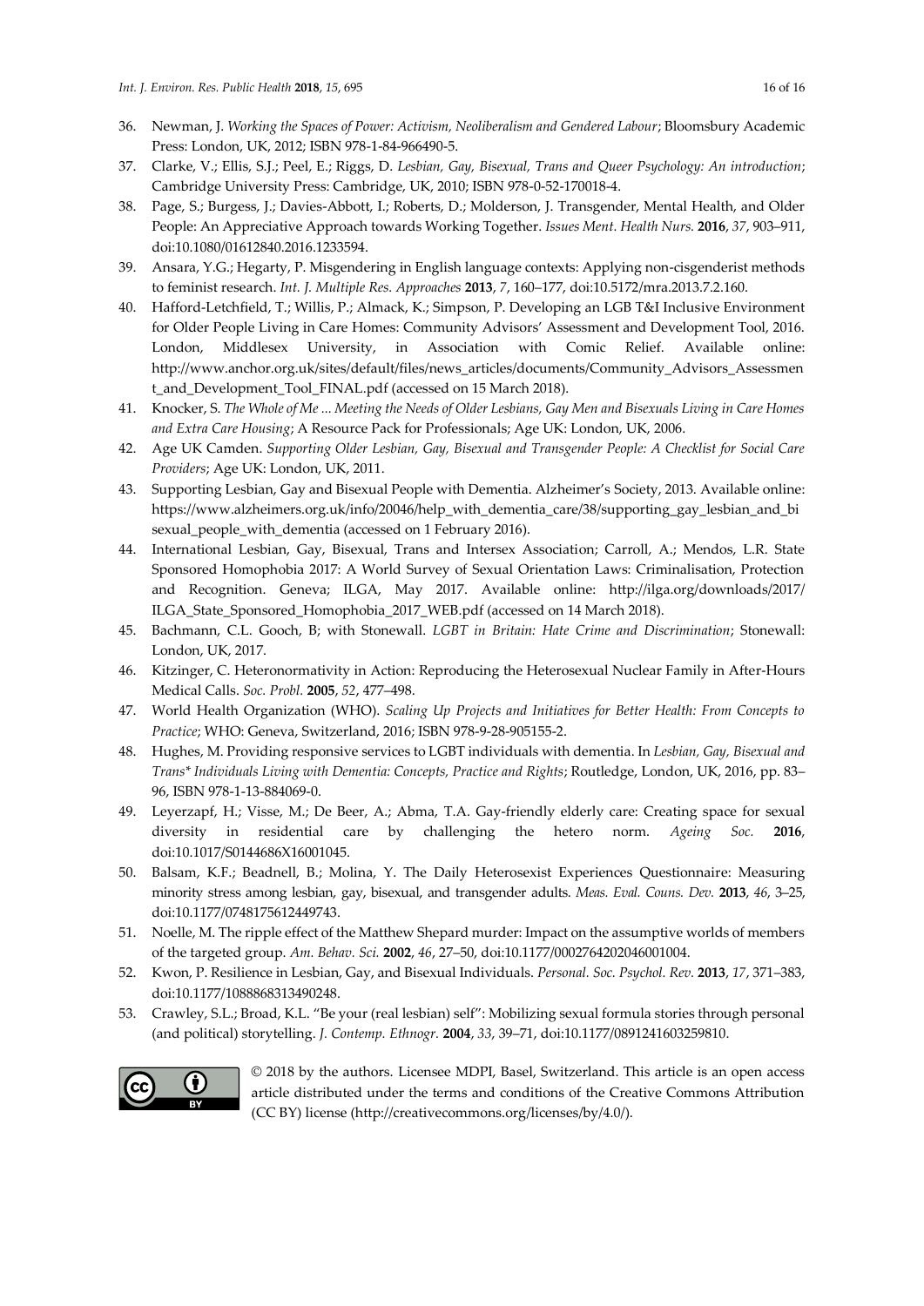36. Newman, J. *Working the Spaces of Power: Activism, Neoliberalism and Gendered Labour*; Bloomsbury Academic Press: London, UK, 2012; ISBN 978-1-84-966490-5.
37. Clarke, V.; Ellis, S.J.; Peel, E.; Riggs, D. *Lesbian, Gay, Bisexual, Trans and Queer Psychology: An introduction*; Cambridge University Press: Cambridge, UK, 2010; ISBN 978-0-52-170018-4.
38. Page, S.; Burgess, J.; Davies-Abbott, I.; Roberts, D.; Molderson, J. Transgender, Mental Health, and Older People: An Appreciative Approach towards Working Together. *Issues Ment. Health Nurs.* **2016**, *37*, 903–911, doi:10.1080/01612840.2016.1233594.
39. Ansara, Y.G.; Hegarty, P. Misgendering in English language contexts: Applying non-cisgenderist methods to feminist research. *Int. J. Multiple Res. Approaches* **2013**, *7*, 160–177, doi:10.5172/mra.2013.7.2.160.
40. Hafford-Letchfield, T.; Willis, P.; Almack, K.; Simpson, P. Developing an LGB T&I Inclusive Environment for Older People Living in Care Homes: Community Advisors' Assessment and Development Tool, 2016. London, Middlesex University, in Association with Comic Relief. Available online: http://www.anchor.org.uk/sites/default/files/news_articles/documents/Community_Advisors_Assessment_and_Development_Tool_FINAL.pdf (accessed on 15 March 2018).
41. Knocker, S. *The Whole of Me ... Meeting the Needs of Older Lesbians, Gay Men and Bisexuals Living in Care Homes and Extra Care Housing*; A Resource Pack for Professionals; Age UK: London, UK, 2006.
42. Age UK Camden. *Supporting Older Lesbian, Gay, Bisexual and Transgender People: A Checklist for Social Care Providers*; Age UK: London, UK, 2011.
43. Supporting Lesbian, Gay and Bisexual People with Dementia. Alzheimer's Society, 2013. Available online: https://www.alzheimers.org.uk/info/20046/help_with_dementia_care/38/supporting_gay_lesbian_and_bisexual_people_with_dementia (accessed on 1 February 2016).
44. International Lesbian, Gay, Bisexual, Trans and Intersex Association; Carroll, A.; Mendos, L.R. State Sponsored Homophobia 2017: A World Survey of Sexual Orientation Laws: Criminalisation, Protection and Recognition. Geneva; ILGA, May 2017. Available online: http://ilga.org/downloads/2017/ILGA_State_Sponsored_Homophobia_2017_WEB.pdf (accessed on 14 March 2018).
45. Bachmann, C.L. Gooch, B; with Stonewall. *LGBT in Britain: Hate Crime and Discrimination*; Stonewall: London, UK, 2017.
46. Kitzinger, C. Heteronormativity in Action: Reproducing the Heterosexual Nuclear Family in After-Hours Medical Calls. *Soc. Probl.* **2005**, *52*, 477–498.
47. World Health Organization (WHO). *Scaling Up Projects and Initiatives for Better Health: From Concepts to Practice*; WHO: Geneva, Switzerland, 2016; ISBN 978-9-28-905155-2.
48. Hughes, M. Providing responsive services to LGBT individuals with dementia. In *Lesbian, Gay, Bisexual and Trans* Individuals Living with Dementia: Concepts, Practice and Rights*; Routledge, London, UK, 2016, pp. 83–96, ISBN 978-1-13-884069-0.
49. Leyerzapf, H.; Visse, M.; De Beer, A.; Abma, T.A. Gay-friendly elderly care: Creating space for sexual diversity in residential care by challenging the hetero norm. *Ageing Soc.* **2016**, doi:10.1017/S0144686X16001045.
50. Balsam, K.F.; Beadnell, B.; Molina, Y. The Daily Heterosexist Experiences Questionnaire: Measuring minority stress among lesbian, gay, bisexual, and transgender adults. *Meas. Eval. Couns. Dev.* **2013**, *46*, 3–25, doi:10.1177/0748175612449743.
51. Noelle, M. The ripple effect of the Matthew Shepard murder: Impact on the assumptive worlds of members of the targeted group. *Am. Behav. Sci.* **2002**, *46*, 27–50, doi:10.1177/0002764202046001004.
52. Kwon, P. Resilience in Lesbian, Gay, and Bisexual Individuals. *Personal. Soc. Psychol. Rev.* **2013**, *17*, 371–383, doi:10.1177/1088868313490248.
53. Crawley, S.L.; Broad, K.L. "Be your (real lesbian) self": Mobilizing sexual formula stories through personal (and political) storytelling. *J. Contemp. Ethnogr.* **2004**, *33*, 39–71, doi:10.1177/0891241603259810.

© 2018 by the authors. Licensee MDPI, Basel, Switzerland. This article is an open access article distributed under the terms and conditions of the Creative Commons Attribution (CC BY) license (http://creativecommons.org/licenses/by/4.0/).